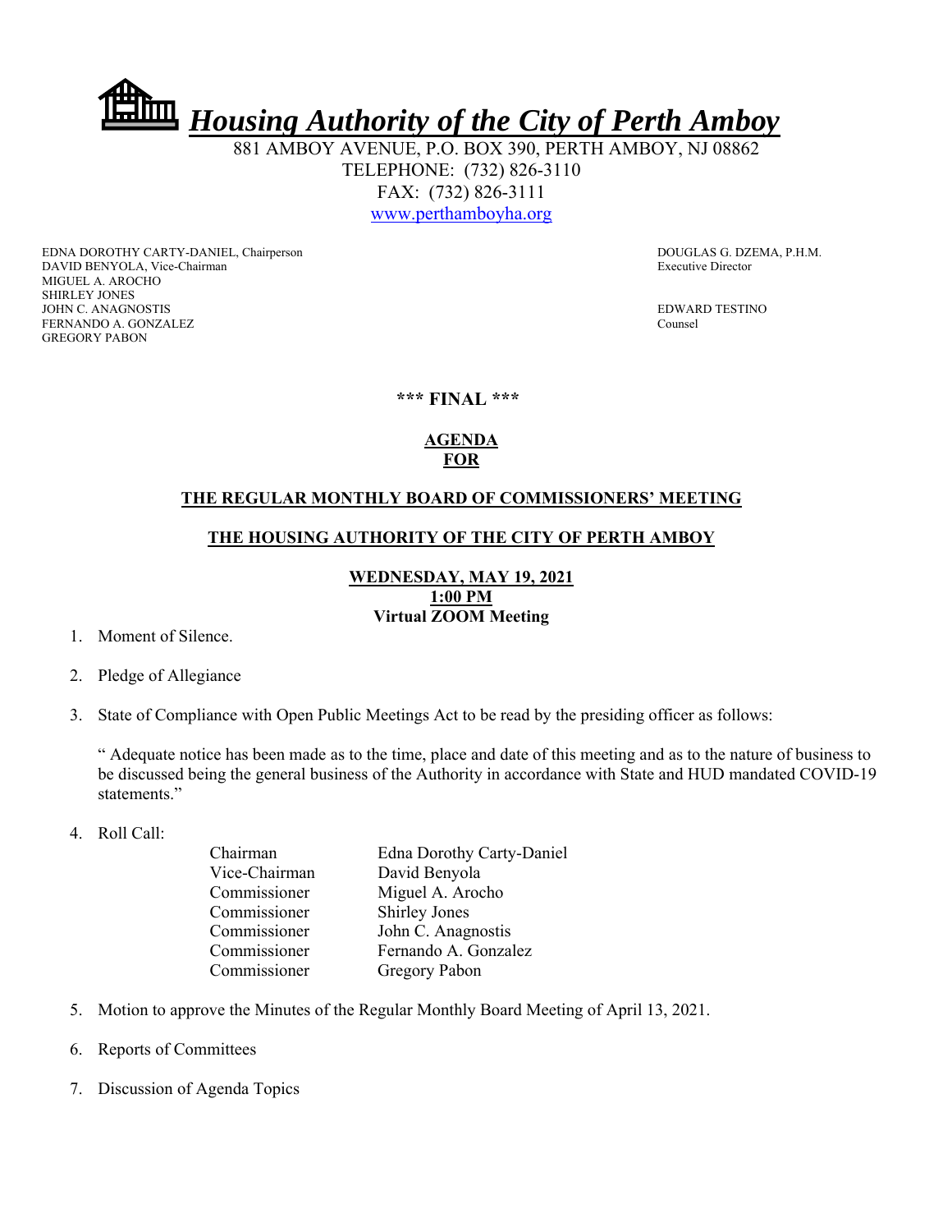# *Housing Authority of the City of Perth Amboy*

881 AMBOY AVENUE, P.O. BOX 390, PERTH AMBOY, NJ 08862
TELEPHONE: (732) 826-3110
FAX: (732) 826-3111
www.perthamboyha.org

EDNA DOROTHY CARTY-DANIEL, Chairperson
DAVID BENYOLA, Vice-Chairman
MIGUEL A. AROCHO
SHIRLEY JONES
JOHN C. ANAGNOSTIS
FERNANDO A. GONZALEZ
GREGORY PABON

DOUGLAS G. DZEMA, P.H.M.
Executive Director

EDWARD TESTINO
Counsel

**\*\*\* FINAL \*\*\***

**AGENDA**
**FOR**

**THE REGULAR MONTHLY BOARD OF COMMISSIONERS' MEETING**

**THE HOUSING AUTHORITY OF THE CITY OF PERTH AMBOY**

**WEDNESDAY, MAY 19, 2021**
**1:00 PM**
**Virtual ZOOM Meeting**

1. Moment of Silence.

2. Pledge of Allegiance

3. State of Compliance with Open Public Meetings Act to be read by the presiding officer as follows:

   " Adequate notice has been made as to the time, place and date of this meeting and as to the nature of business to be discussed being the general business of the Authority in accordance with State and HUD mandated COVID-19 statements."

4. Roll Call:

   | | |
   |---|---|
   | Chairman | Edna Dorothy Carty-Daniel |
   | Vice-Chairman | David Benyola |
   | Commissioner | Miguel A. Arocho |
   | Commissioner | Shirley Jones |
   | Commissioner | John C. Anagnostis |
   | Commissioner | Fernando A. Gonzalez |
   | Commissioner | Gregory Pabon |

5. Motion to approve the Minutes of the Regular Monthly Board Meeting of April 13, 2021.

6. Reports of Committees

7. Discussion of Agenda Topics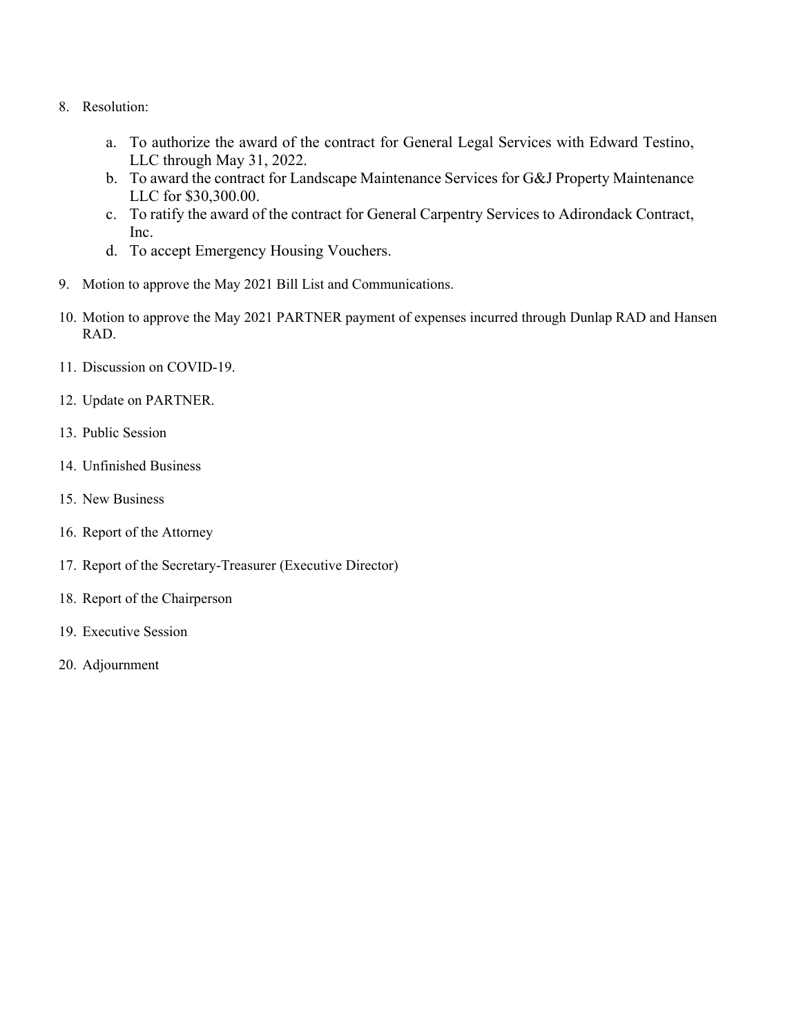8. Resolution:

    a. To authorize the award of the contract for General Legal Services with Edward Testino, LLC through May 31, 2022.
    b. To award the contract for Landscape Maintenance Services for G&J Property Maintenance LLC for $30,300.00.
    c. To ratify the award of the contract for General Carpentry Services to Adirondack Contract, Inc.
    d. To accept Emergency Housing Vouchers.

9. Motion to approve the May 2021 Bill List and Communications.

10. Motion to approve the May 2021 PARTNER payment of expenses incurred through Dunlap RAD and Hansen RAD.

11. Discussion on COVID-19.

12. Update on PARTNER.

13. Public Session

14. Unfinished Business

15. New Business

16. Report of the Attorney

17. Report of the Secretary-Treasurer (Executive Director)

18. Report of the Chairperson

19. Executive Session

20. Adjournment